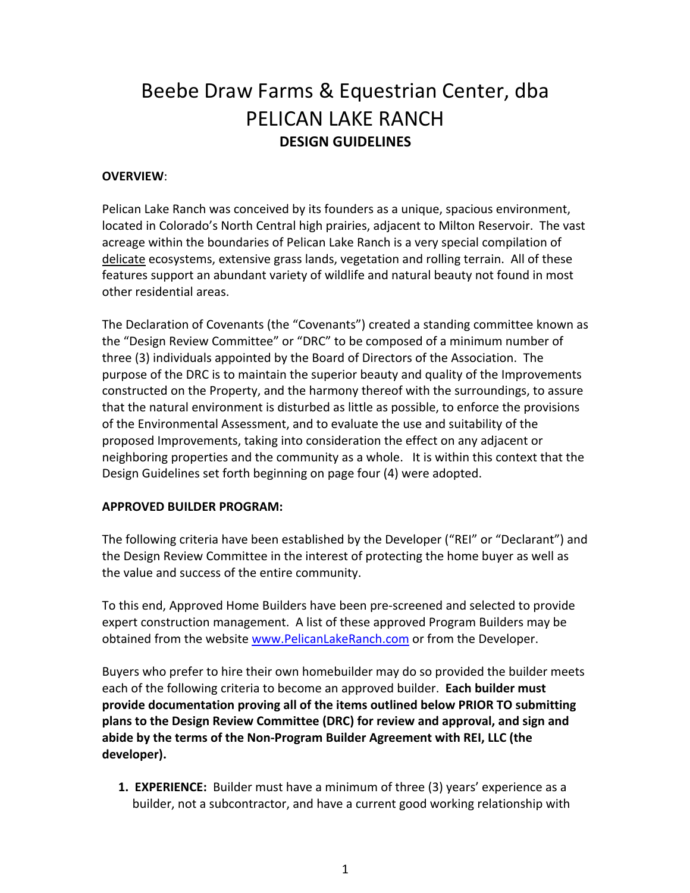# Beebe Draw Farms & Equestrian Center, dba PELICAN LAKE RANCH

## DESIGN GUIDELINES

**OVERVIEW**:

Pelican Lake Ranch was conceived by its founders as a unique, spacious environment, located in Colorado's North Central high prairies, adjacent to Milton Reservoir. The vast acreage within the boundaries of Pelican Lake Ranch is a very special compilation of <u>delicate</u> ecosystems, extensive grass lands, vegetation and rolling terrain. All of these features support an abundant variety of wildlife and natural beauty not found in most other residential areas.

The Declaration of Covenants (the "Covenants") created a standing committee known as the "Design Review Committee" or "DRC" to be composed of a minimum number of three (3) individuals appointed by the Board of Directors of the Association. The purpose of the DRC is to maintain the superior beauty and quality of the Improvements constructed on the Property, and the harmony thereof with the surroundings, to assure that the natural environment is disturbed as little as possible, to enforce the provisions of the Environmental Assessment, and to evaluate the use and suitability of the proposed Improvements, taking into consideration the effect on any adjacent or neighboring properties and the community as a whole. It is within this context that the Design Guidelines set forth beginning on page four (4) were adopted.

**APPROVED BUILDER PROGRAM:**

The following criteria have been established by the Developer ("REI" or "Declarant") and the Design Review Committee in the interest of protecting the home buyer as well as the value and success of the entire community.

To this end, Approved Home Builders have been pre-screened and selected to provide expert construction management. A list of these approved Program Builders may be obtained from the website www.PelicanLakeRanch.com or from the Developer.

Buyers who prefer to hire their own homebuilder may do so provided the builder meets each of the following criteria to become an approved builder. **Each builder must provide documentation proving all of the items outlined below PRIOR TO submitting plans to the Design Review Committee (DRC) for review and approval, and sign and abide by the terms of the Non-Program Builder Agreement with REI, LLC (the developer).**

1. **EXPERIENCE:** Builder must have a minimum of three (3) years' experience as a builder, not a subcontractor, and have a current good working relationship with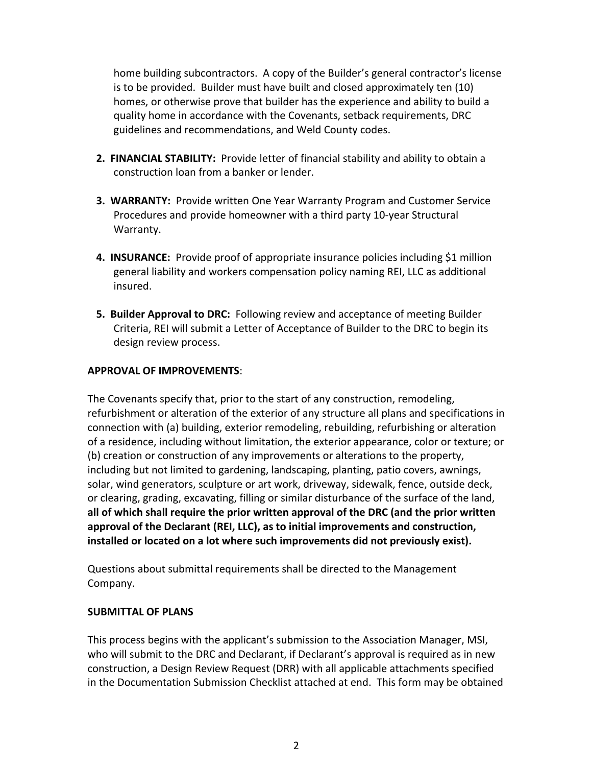home building subcontractors. A copy of the Builder's general contractor's license is to be provided. Builder must have built and closed approximately ten (10) homes, or otherwise prove that builder has the experience and ability to build a quality home in accordance with the Covenants, setback requirements, DRC guidelines and recommendations, and Weld County codes.

2. **FINANCIAL STABILITY:** Provide letter of financial stability and ability to obtain a construction loan from a banker or lender.

3. **WARRANTY:** Provide written One Year Warranty Program and Customer Service Procedures and provide homeowner with a third party 10-year Structural Warranty.

4. **INSURANCE:** Provide proof of appropriate insurance policies including $1 million general liability and workers compensation policy naming REI, LLC as additional insured.

5. **Builder Approval to DRC:** Following review and acceptance of meeting Builder Criteria, REI will submit a Letter of Acceptance of Builder to the DRC to begin its design review process.

**APPROVAL OF IMPROVEMENTS**:

The Covenants specify that, prior to the start of any construction, remodeling, refurbishment or alteration of the exterior of any structure all plans and specifications in connection with (a) building, exterior remodeling, rebuilding, refurbishing or alteration of a residence, including without limitation, the exterior appearance, color or texture; or (b) creation or construction of any improvements or alterations to the property, including but not limited to gardening, landscaping, planting, patio covers, awnings, solar, wind generators, sculpture or art work, driveway, sidewalk, fence, outside deck, or clearing, grading, excavating, filling or similar disturbance of the surface of the land, **all of which shall require the prior written approval of the DRC (and the prior written approval of the Declarant (REI, LLC), as to initial improvements and construction, installed or located on a lot where such improvements did not previously exist).**

Questions about submittal requirements shall be directed to the Management Company.

**SUBMITTAL OF PLANS**

This process begins with the applicant's submission to the Association Manager, MSI, who will submit to the DRC and Declarant, if Declarant's approval is required as in new construction, a Design Review Request (DRR) with all applicable attachments specified in the Documentation Submission Checklist attached at end. This form may be obtained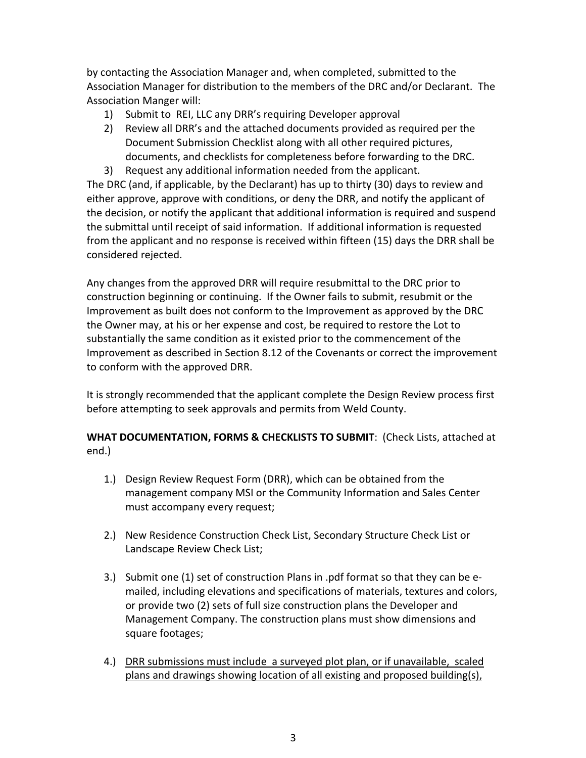by contacting the Association Manager and, when completed, submitted to the Association Manager for distribution to the members of the DRC and/or Declarant. The Association Manger will:

1) Submit to REI, LLC any DRR's requiring Developer approval
2) Review all DRR's and the attached documents provided as required per the Document Submission Checklist along with all other required pictures, documents, and checklists for completeness before forwarding to the DRC.
3) Request any additional information needed from the applicant.

The DRC (and, if applicable, by the Declarant) has up to thirty (30) days to review and either approve, approve with conditions, or deny the DRR, and notify the applicant of the decision, or notify the applicant that additional information is required and suspend the submittal until receipt of said information. If additional information is requested from the applicant and no response is received within fifteen (15) days the DRR shall be considered rejected.

Any changes from the approved DRR will require resubmittal to the DRC prior to construction beginning or continuing. If the Owner fails to submit, resubmit or the Improvement as built does not conform to the Improvement as approved by the DRC the Owner may, at his or her expense and cost, be required to restore the Lot to substantially the same condition as it existed prior to the commencement of the Improvement as described in Section 8.12 of the Covenants or correct the improvement to conform with the approved DRR.

It is strongly recommended that the applicant complete the Design Review process first before attempting to seek approvals and permits from Weld County.

**WHAT DOCUMENTATION, FORMS & CHECKLISTS TO SUBMIT**: (Check Lists, attached at end.)

1.) Design Review Request Form (DRR), which can be obtained from the management company MSI or the Community Information and Sales Center must accompany every request;

2.) New Residence Construction Check List, Secondary Structure Check List or Landscape Review Check List;

3.) Submit one (1) set of construction Plans in .pdf format so that they can be e-mailed, including elevations and specifications of materials, textures and colors, or provide two (2) sets of full size construction plans the Developer and Management Company. The construction plans must show dimensions and square footages;

4.) <u>DRR submissions must include a surveyed plot plan, or if unavailable, scaled plans and drawings showing location of all existing and proposed building(s),</u>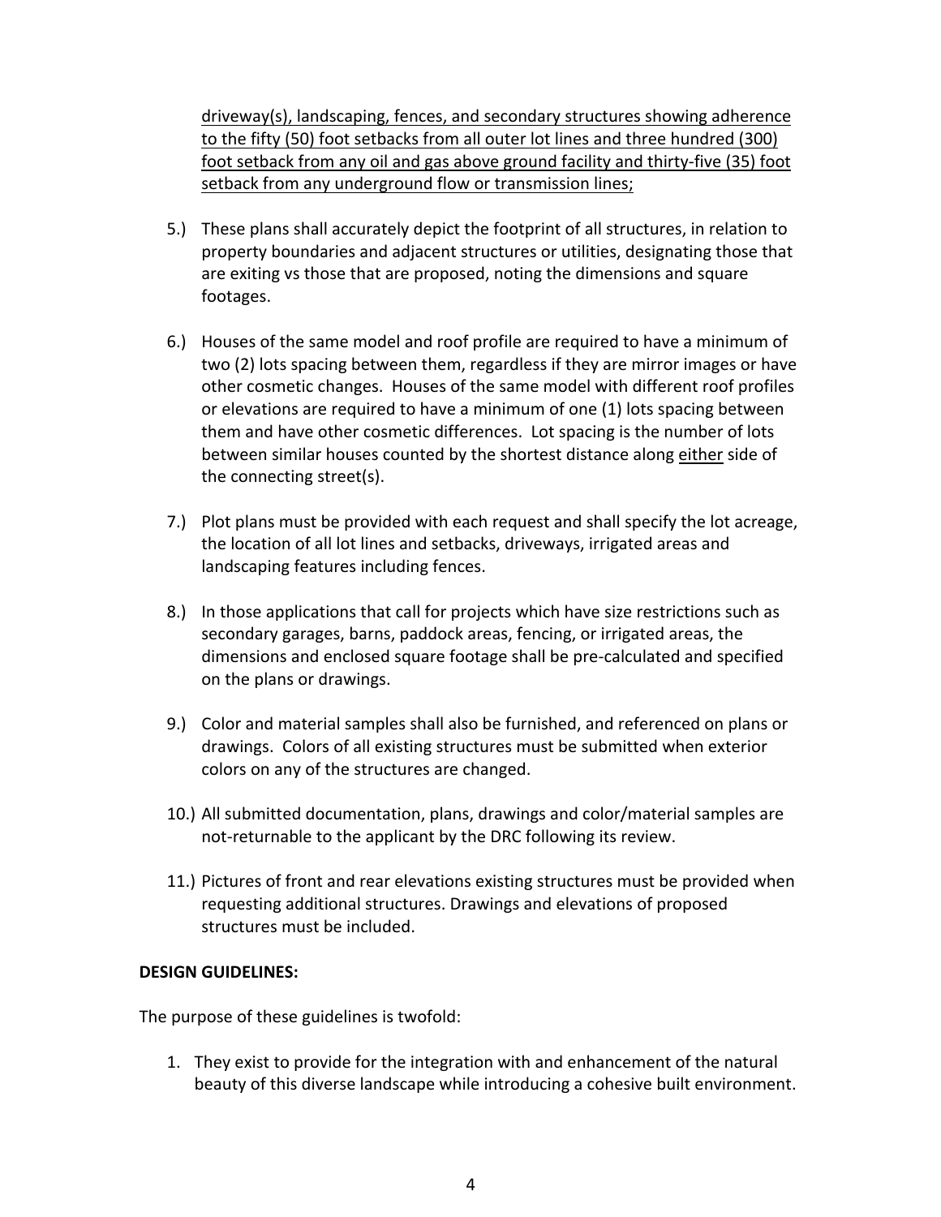driveway(s), landscaping, fences, and secondary structures showing adherence to the fifty (50) foot setbacks from all outer lot lines and three hundred (300) foot setback from any oil and gas above ground facility and thirty-five (35) foot setback from any underground flow or transmission lines;

5.) These plans shall accurately depict the footprint of all structures, in relation to property boundaries and adjacent structures or utilities, designating those that are exiting vs those that are proposed, noting the dimensions and square footages.

6.) Houses of the same model and roof profile are required to have a minimum of two (2) lots spacing between them, regardless if they are mirror images or have other cosmetic changes. Houses of the same model with different roof profiles or elevations are required to have a minimum of one (1) lots spacing between them and have other cosmetic differences. Lot spacing is the number of lots between similar houses counted by the shortest distance along either side of the connecting street(s).

7.) Plot plans must be provided with each request and shall specify the lot acreage, the location of all lot lines and setbacks, driveways, irrigated areas and landscaping features including fences.

8.) In those applications that call for projects which have size restrictions such as secondary garages, barns, paddock areas, fencing, or irrigated areas, the dimensions and enclosed square footage shall be pre-calculated and specified on the plans or drawings.

9.) Color and material samples shall also be furnished, and referenced on plans or drawings. Colors of all existing structures must be submitted when exterior colors on any of the structures are changed.

10.) All submitted documentation, plans, drawings and color/material samples are not-returnable to the applicant by the DRC following its review.

11.) Pictures of front and rear elevations existing structures must be provided when requesting additional structures. Drawings and elevations of proposed structures must be included.

**DESIGN GUIDELINES:**

The purpose of these guidelines is twofold:

1. They exist to provide for the integration with and enhancement of the natural beauty of this diverse landscape while introducing a cohesive built environment.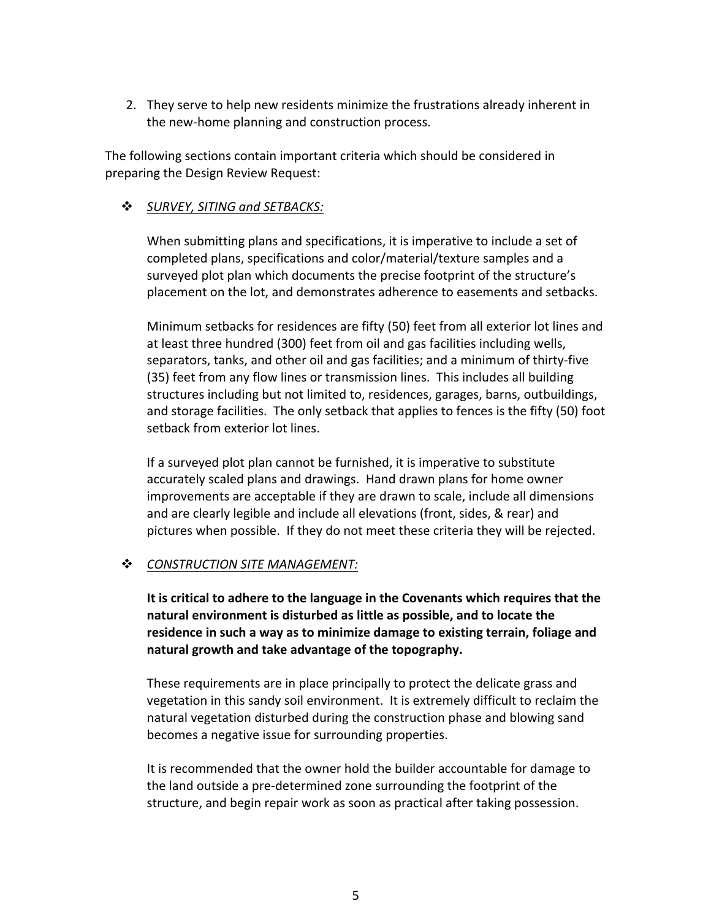2. They serve to help new residents minimize the frustrations already inherent in the new-home planning and construction process.

The following sections contain important criteria which should be considered in preparing the Design Review Request:

- ***SURVEY, SITING and SETBACKS:***

  When submitting plans and specifications, it is imperative to include a set of completed plans, specifications and color/material/texture samples and a surveyed plot plan which documents the precise footprint of the structure's placement on the lot, and demonstrates adherence to easements and setbacks.

  Minimum setbacks for residences are fifty (50) feet from all exterior lot lines and at least three hundred (300) feet from oil and gas facilities including wells, separators, tanks, and other oil and gas facilities; and a minimum of thirty-five (35) feet from any flow lines or transmission lines. This includes all building structures including but not limited to, residences, garages, barns, outbuildings, and storage facilities. The only setback that applies to fences is the fifty (50) foot setback from exterior lot lines.

  If a surveyed plot plan cannot be furnished, it is imperative to substitute accurately scaled plans and drawings. Hand drawn plans for home owner improvements are acceptable if they are drawn to scale, include all dimensions and are clearly legible and include all elevations (front, sides, & rear) and pictures when possible. If they do not meet these criteria they will be rejected.

- ***CONSTRUCTION SITE MANAGEMENT:***

  **It is critical to adhere to the language in the Covenants which requires that the natural environment is disturbed as little as possible, and to locate the residence in such a way as to minimize damage to existing terrain, foliage and natural growth and take advantage of the topography.**

  These requirements are in place principally to protect the delicate grass and vegetation in this sandy soil environment. It is extremely difficult to reclaim the natural vegetation disturbed during the construction phase and blowing sand becomes a negative issue for surrounding properties.

  It is recommended that the owner hold the builder accountable for damage to the land outside a pre-determined zone surrounding the footprint of the structure, and begin repair work as soon as practical after taking possession.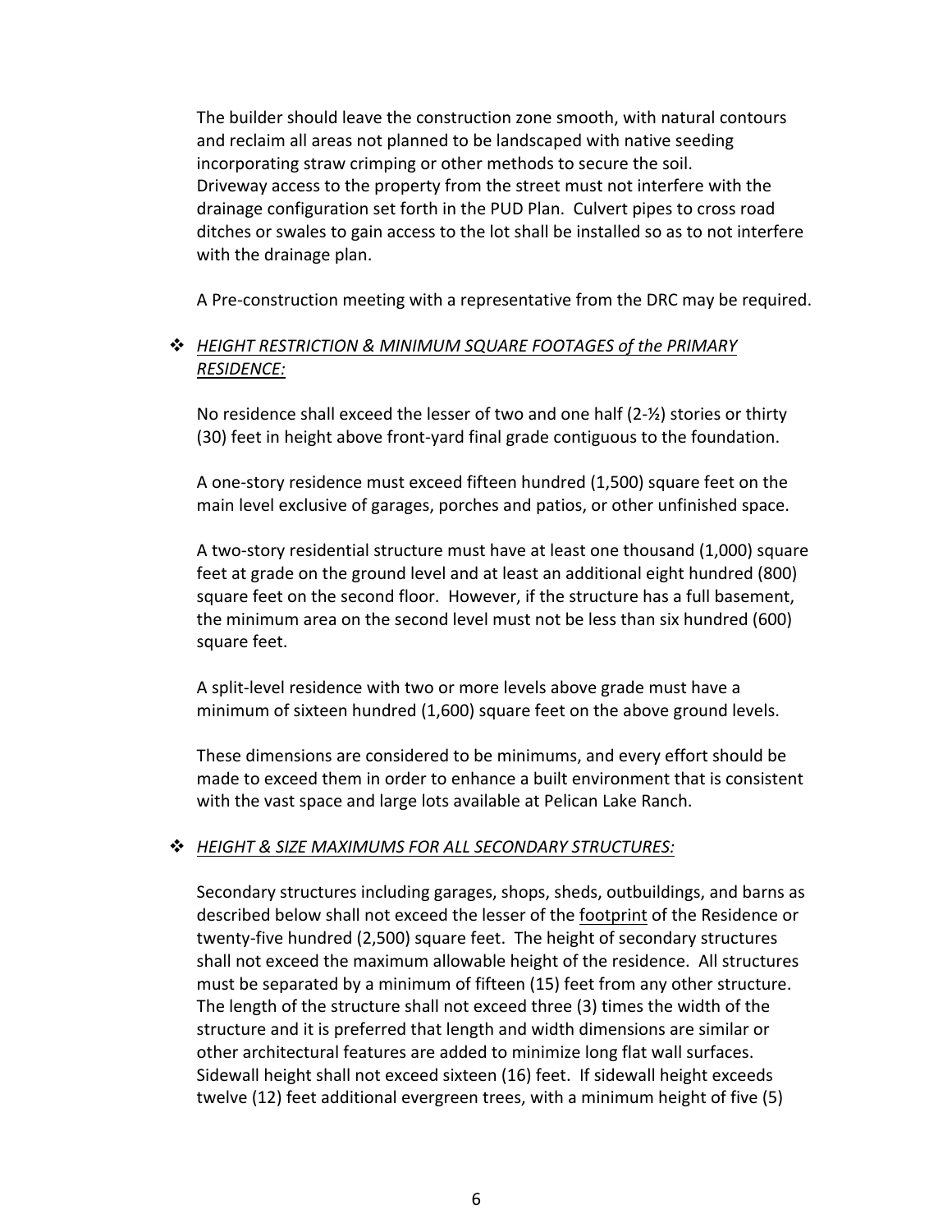The builder should leave the construction zone smooth, with natural contours and reclaim all areas not planned to be landscaped with native seeding incorporating straw crimping or other methods to secure the soil.
Driveway access to the property from the street must not interfere with the drainage configuration set forth in the PUD Plan. Culvert pipes to cross road ditches or swales to gain access to the lot shall be installed so as to not interfere with the drainage plan.

A Pre-construction meeting with a representative from the DRC may be required.

- *HEIGHT RESTRICTION & MINIMUM SQUARE FOOTAGES of the PRIMARY RESIDENCE:*

No residence shall exceed the lesser of two and one half (2-½) stories or thirty (30) feet in height above front-yard final grade contiguous to the foundation.

A one-story residence must exceed fifteen hundred (1,500) square feet on the main level exclusive of garages, porches and patios, or other unfinished space.

A two-story residential structure must have at least one thousand (1,000) square feet at grade on the ground level and at least an additional eight hundred (800) square feet on the second floor. However, if the structure has a full basement, the minimum area on the second level must not be less than six hundred (600) square feet.

A split-level residence with two or more levels above grade must have a minimum of sixteen hundred (1,600) square feet on the above ground levels.

These dimensions are considered to be minimums, and every effort should be made to exceed them in order to enhance a built environment that is consistent with the vast space and large lots available at Pelican Lake Ranch.

- *HEIGHT & SIZE MAXIMUMS FOR ALL SECONDARY STRUCTURES:*

Secondary structures including garages, shops, sheds, outbuildings, and barns as described below shall not exceed the lesser of the footprint of the Residence or twenty-five hundred (2,500) square feet. The height of secondary structures shall not exceed the maximum allowable height of the residence. All structures must be separated by a minimum of fifteen (15) feet from any other structure. The length of the structure shall not exceed three (3) times the width of the structure and it is preferred that length and width dimensions are similar or other architectural features are added to minimize long flat wall surfaces. Sidewall height shall not exceed sixteen (16) feet. If sidewall height exceeds twelve (12) feet additional evergreen trees, with a minimum height of five (5)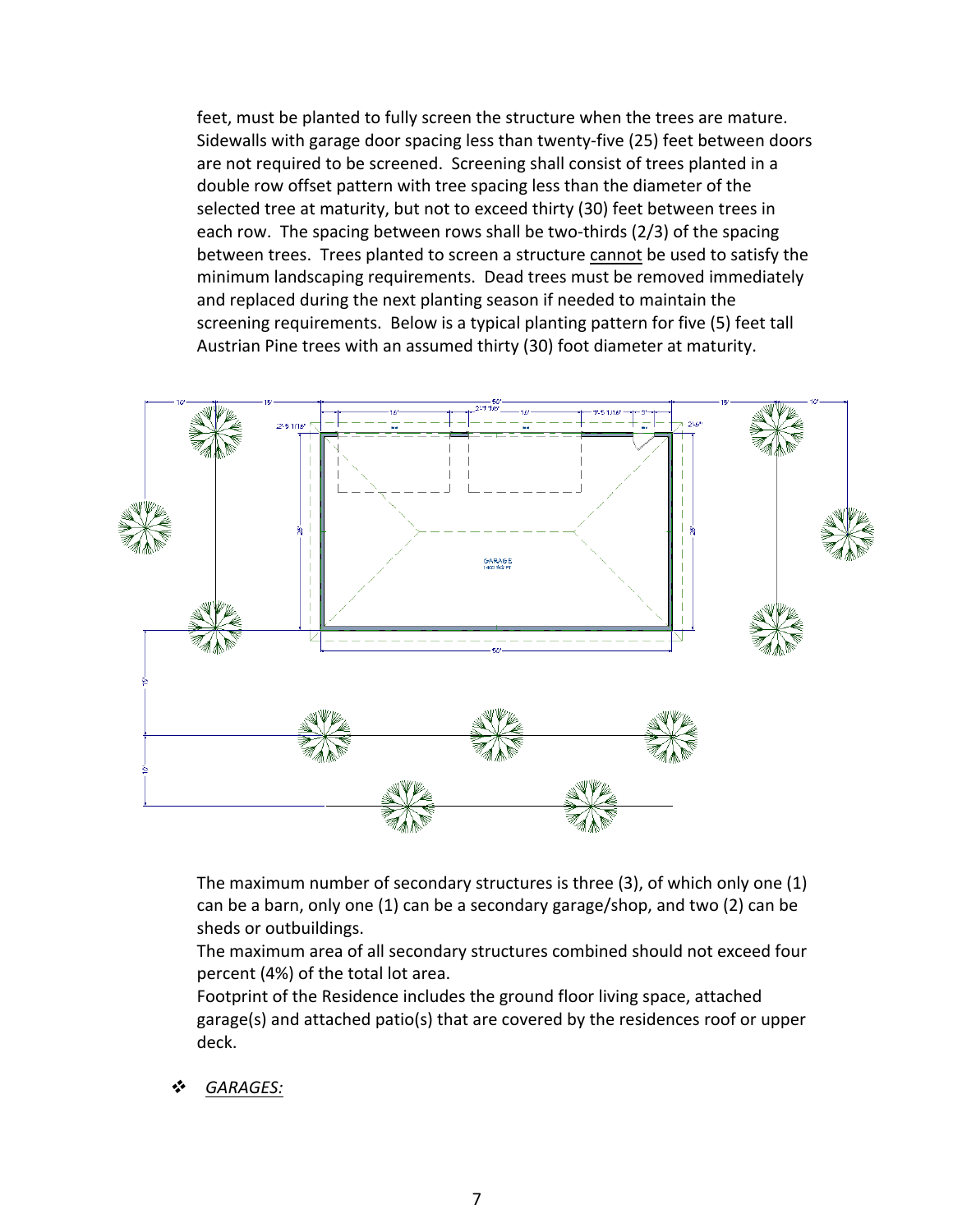feet, must be planted to fully screen the structure when the trees are mature. Sidewalls with garage door spacing less than twenty-five (25) feet between doors are not required to be screened. Screening shall consist of trees planted in a double row offset pattern with tree spacing less than the diameter of the selected tree at maturity, but not to exceed thirty (30) feet between trees in each row. The spacing between rows shall be two-thirds (2/3) of the spacing between trees. Trees planted to screen a structure cannot be used to satisfy the minimum landscaping requirements. Dead trees must be removed immediately and replaced during the next planting season if needed to maintain the screening requirements. Below is a typical planting pattern for five (5) feet tall Austrian Pine trees with an assumed thirty (30) foot diameter at maturity.

The maximum number of secondary structures is three (3), of which only one (1) can be a barn, only one (1) can be a secondary garage/shop, and two (2) can be sheds or outbuildings.

The maximum area of all secondary structures combined should not exceed four percent (4%) of the total lot area.

Footprint of the Residence includes the ground floor living space, attached garage(s) and attached patio(s) that are covered by the residences roof or upper deck.

- ***GARAGES:***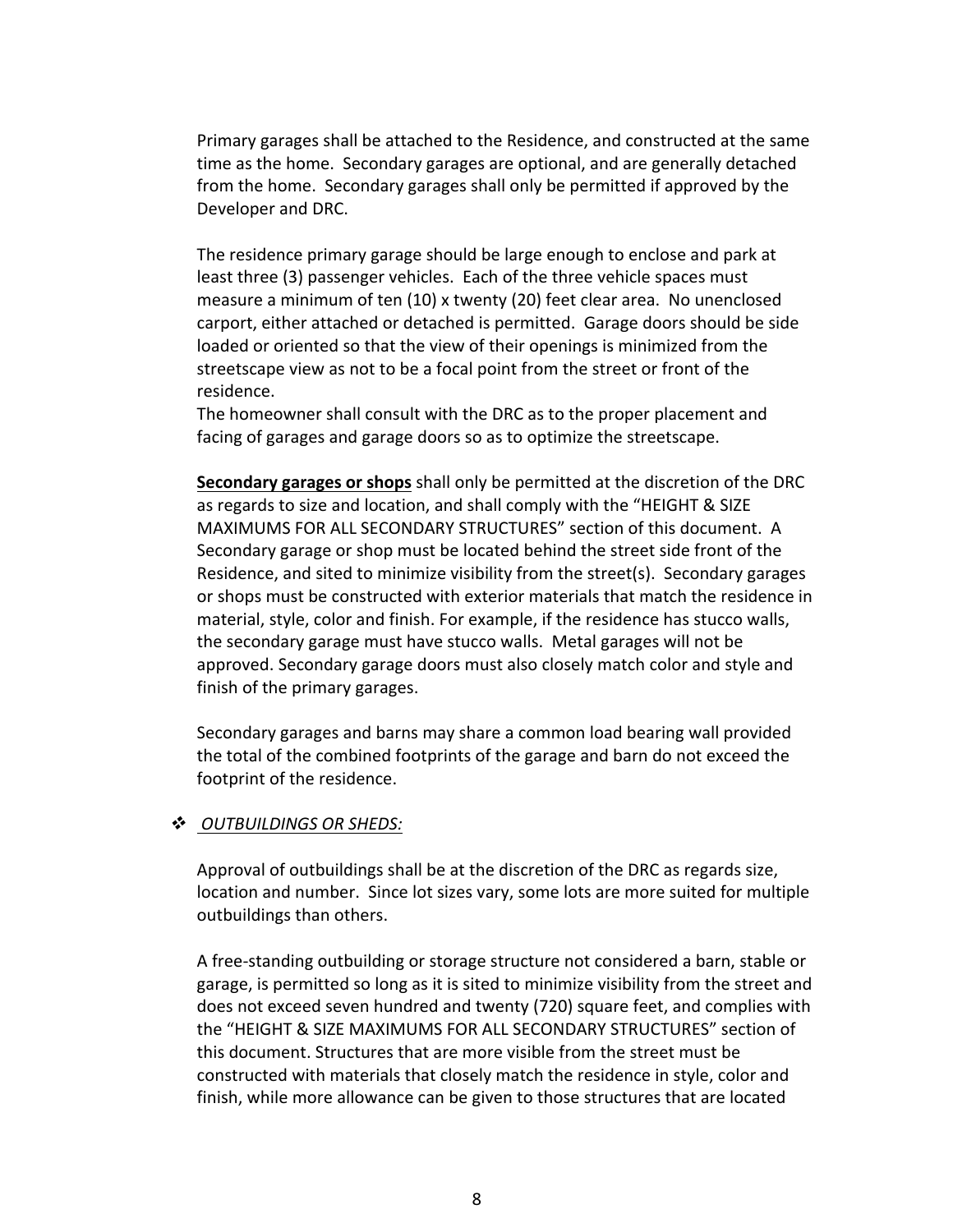Primary garages shall be attached to the Residence, and constructed at the same time as the home. Secondary garages are optional, and are generally detached from the home. Secondary garages shall only be permitted if approved by the Developer and DRC.

The residence primary garage should be large enough to enclose and park at least three (3) passenger vehicles. Each of the three vehicle spaces must measure a minimum of ten (10) x twenty (20) feet clear area. No unenclosed carport, either attached or detached is permitted. Garage doors should be side loaded or oriented so that the view of their openings is minimized from the streetscape view as not to be a focal point from the street or front of the residence.
The homeowner shall consult with the DRC as to the proper placement and facing of garages and garage doors so as to optimize the streetscape.

<u>**Secondary garages or shops**</u> shall only be permitted at the discretion of the DRC as regards to size and location, and shall comply with the "HEIGHT & SIZE MAXIMUMS FOR ALL SECONDARY STRUCTURES" section of this document. A Secondary garage or shop must be located behind the street side front of the Residence, and sited to minimize visibility from the street(s). Secondary garages or shops must be constructed with exterior materials that match the residence in material, style, color and finish. For example, if the residence has stucco walls, the secondary garage must have stucco walls. Metal garages will not be approved. Secondary garage doors must also closely match color and style and finish of the primary garages.

Secondary garages and barns may share a common load bearing wall provided the total of the combined footprints of the garage and barn do not exceed the footprint of the residence.

- <u>*OUTBUILDINGS OR SHEDS:*</u>

Approval of outbuildings shall be at the discretion of the DRC as regards size, location and number. Since lot sizes vary, some lots are more suited for multiple outbuildings than others.

A free-standing outbuilding or storage structure not considered a barn, stable or garage, is permitted so long as it is sited to minimize visibility from the street and does not exceed seven hundred and twenty (720) square feet, and complies with the "HEIGHT & SIZE MAXIMUMS FOR ALL SECONDARY STRUCTURES" section of this document. Structures that are more visible from the street must be constructed with materials that closely match the residence in style, color and finish, while more allowance can be given to those structures that are located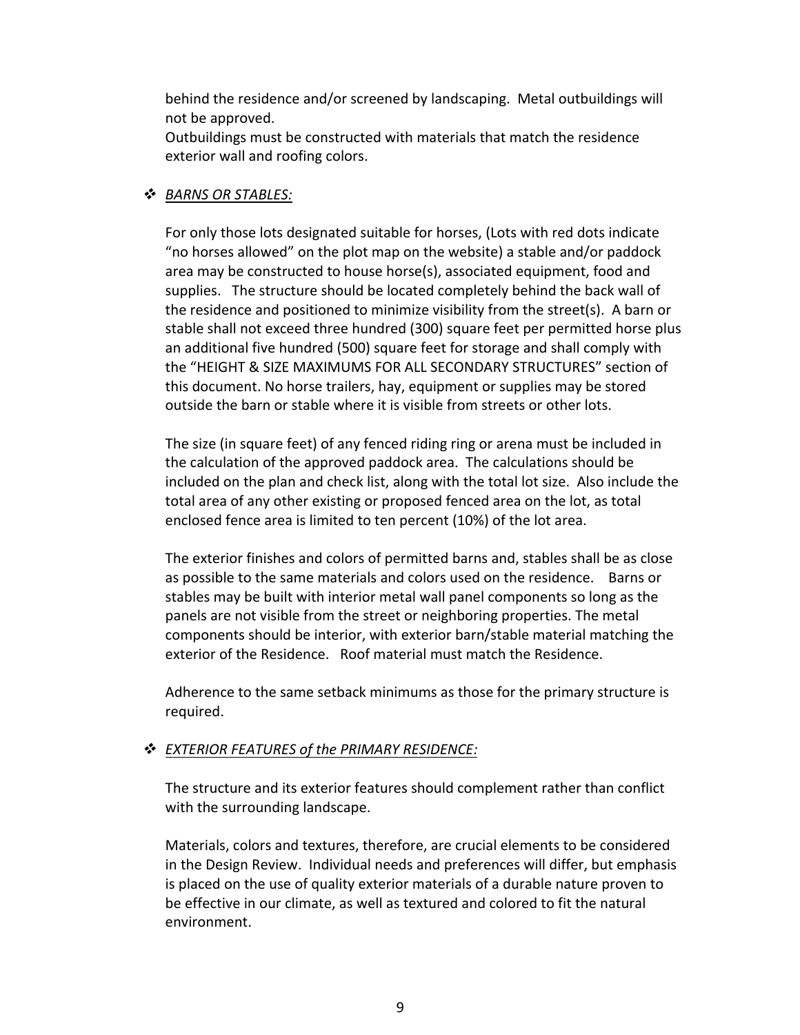behind the residence and/or screened by landscaping. Metal outbuildings will not be approved.
Outbuildings must be constructed with materials that match the residence exterior wall and roofing colors.

- ***BARNS OR STABLES:***

  For only those lots designated suitable for horses, (Lots with red dots indicate “no horses allowed” on the plot map on the website) a stable and/or paddock area may be constructed to house horse(s), associated equipment, food and supplies. The structure should be located completely behind the back wall of the residence and positioned to minimize visibility from the street(s). A barn or stable shall not exceed three hundred (300) square feet per permitted horse plus an additional five hundred (500) square feet for storage and shall comply with the “HEIGHT & SIZE MAXIMUMS FOR ALL SECONDARY STRUCTURES” section of this document. No horse trailers, hay, equipment or supplies may be stored outside the barn or stable where it is visible from streets or other lots.

  The size (in square feet) of any fenced riding ring or arena must be included in the calculation of the approved paddock area. The calculations should be included on the plan and check list, along with the total lot size. Also include the total area of any other existing or proposed fenced area on the lot, as total enclosed fence area is limited to ten percent (10%) of the lot area.

  The exterior finishes and colors of permitted barns and, stables shall be as close as possible to the same materials and colors used on the residence. Barns or stables may be built with interior metal wall panel components so long as the panels are not visible from the street or neighboring properties. The metal components should be interior, with exterior barn/stable material matching the exterior of the Residence. Roof material must match the Residence.

  Adherence to the same setback minimums as those for the primary structure is required.

- ***EXTERIOR FEATURES of the PRIMARY RESIDENCE:***

  The structure and its exterior features should complement rather than conflict with the surrounding landscape.

  Materials, colors and textures, therefore, are crucial elements to be considered in the Design Review. Individual needs and preferences will differ, but emphasis is placed on the use of quality exterior materials of a durable nature proven to be effective in our climate, as well as textured and colored to fit the natural environment.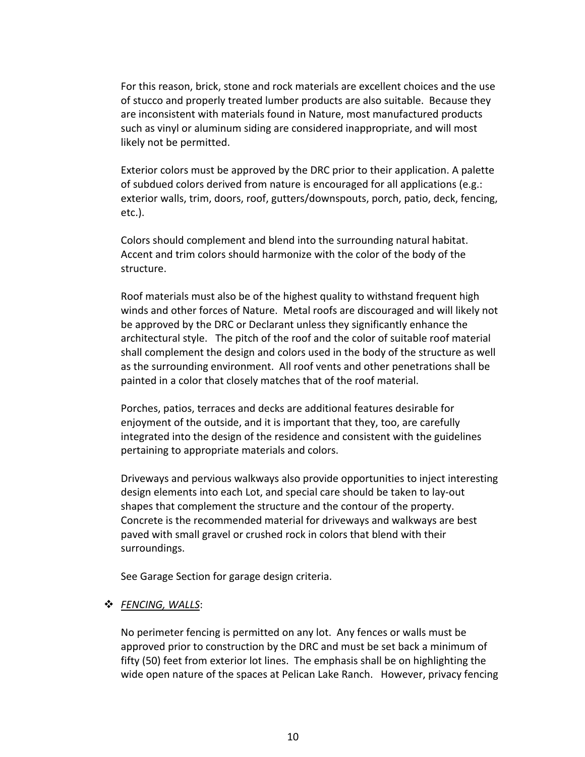For this reason, brick, stone and rock materials are excellent choices and the use of stucco and properly treated lumber products are also suitable. Because they are inconsistent with materials found in Nature, most manufactured products such as vinyl or aluminum siding are considered inappropriate, and will most likely not be permitted.

Exterior colors must be approved by the DRC prior to their application. A palette of subdued colors derived from nature is encouraged for all applications (e.g.: exterior walls, trim, doors, roof, gutters/downspouts, porch, patio, deck, fencing, etc.).

Colors should complement and blend into the surrounding natural habitat. Accent and trim colors should harmonize with the color of the body of the structure.

Roof materials must also be of the highest quality to withstand frequent high winds and other forces of Nature. Metal roofs are discouraged and will likely not be approved by the DRC or Declarant unless they significantly enhance the architectural style. The pitch of the roof and the color of suitable roof material shall complement the design and colors used in the body of the structure as well as the surrounding environment. All roof vents and other penetrations shall be painted in a color that closely matches that of the roof material.

Porches, patios, terraces and decks are additional features desirable for enjoyment of the outside, and it is important that they, too, are carefully integrated into the design of the residence and consistent with the guidelines pertaining to appropriate materials and colors.

Driveways and pervious walkways also provide opportunities to inject interesting design elements into each Lot, and special care should be taken to lay-out shapes that complement the structure and the contour of the property. Concrete is the recommended material for driveways and walkways are best paved with small gravel or crushed rock in colors that blend with their surroundings.

See Garage Section for garage design criteria.

- ***FENCING, WALLS***:

  No perimeter fencing is permitted on any lot. Any fences or walls must be approved prior to construction by the DRC and must be set back a minimum of fifty (50) feet from exterior lot lines. The emphasis shall be on highlighting the wide open nature of the spaces at Pelican Lake Ranch. However, privacy fencing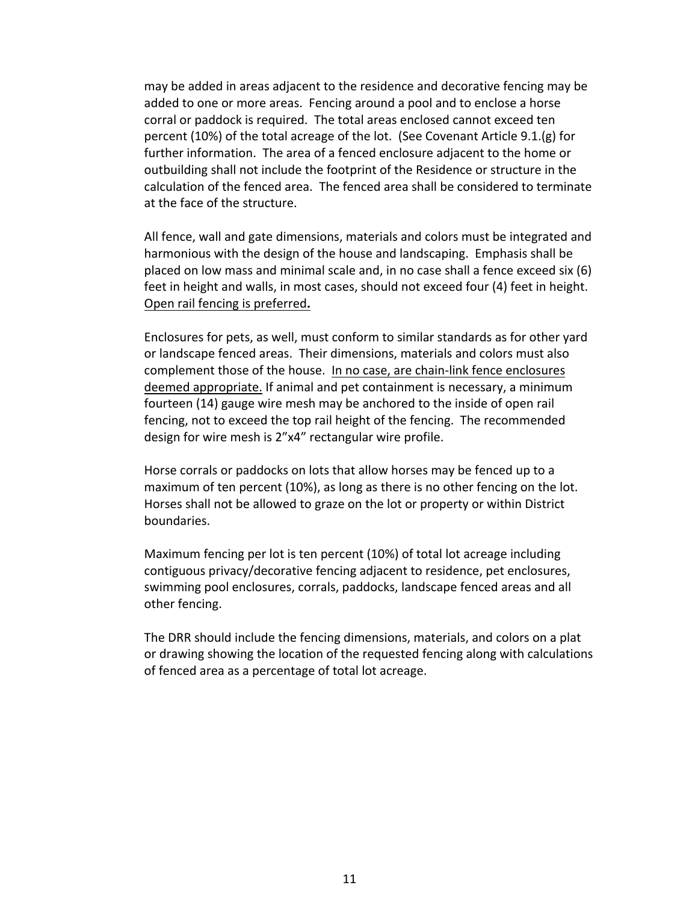may be added in areas adjacent to the residence and decorative fencing may be added to one or more areas. Fencing around a pool and to enclose a horse corral or paddock is required. The total areas enclosed cannot exceed ten percent (10%) of the total acreage of the lot. (See Covenant Article 9.1.(g) for further information. The area of a fenced enclosure adjacent to the home or outbuilding shall not include the footprint of the Residence or structure in the calculation of the fenced area. The fenced area shall be considered to terminate at the face of the structure.

All fence, wall and gate dimensions, materials and colors must be integrated and harmonious with the design of the house and landscaping. Emphasis shall be placed on low mass and minimal scale and, in no case shall a fence exceed six (6) feet in height and walls, in most cases, should not exceed four (4) feet in height. <u>Open rail fencing is preferred</u>**.**

Enclosures for pets, as well, must conform to similar standards as for other yard or landscape fenced areas. Their dimensions, materials and colors must also complement those of the house. <u>In no case, are chain-link fence enclosures deemed appropriate.</u> If animal and pet containment is necessary, a minimum fourteen (14) gauge wire mesh may be anchored to the inside of open rail fencing, not to exceed the top rail height of the fencing. The recommended design for wire mesh is 2"x4" rectangular wire profile.

Horse corrals or paddocks on lots that allow horses may be fenced up to a maximum of ten percent (10%), as long as there is no other fencing on the lot. Horses shall not be allowed to graze on the lot or property or within District boundaries.

Maximum fencing per lot is ten percent (10%) of total lot acreage including contiguous privacy/decorative fencing adjacent to residence, pet enclosures, swimming pool enclosures, corrals, paddocks, landscape fenced areas and all other fencing.

The DRR should include the fencing dimensions, materials, and colors on a plat or drawing showing the location of the requested fencing along with calculations of fenced area as a percentage of total lot acreage.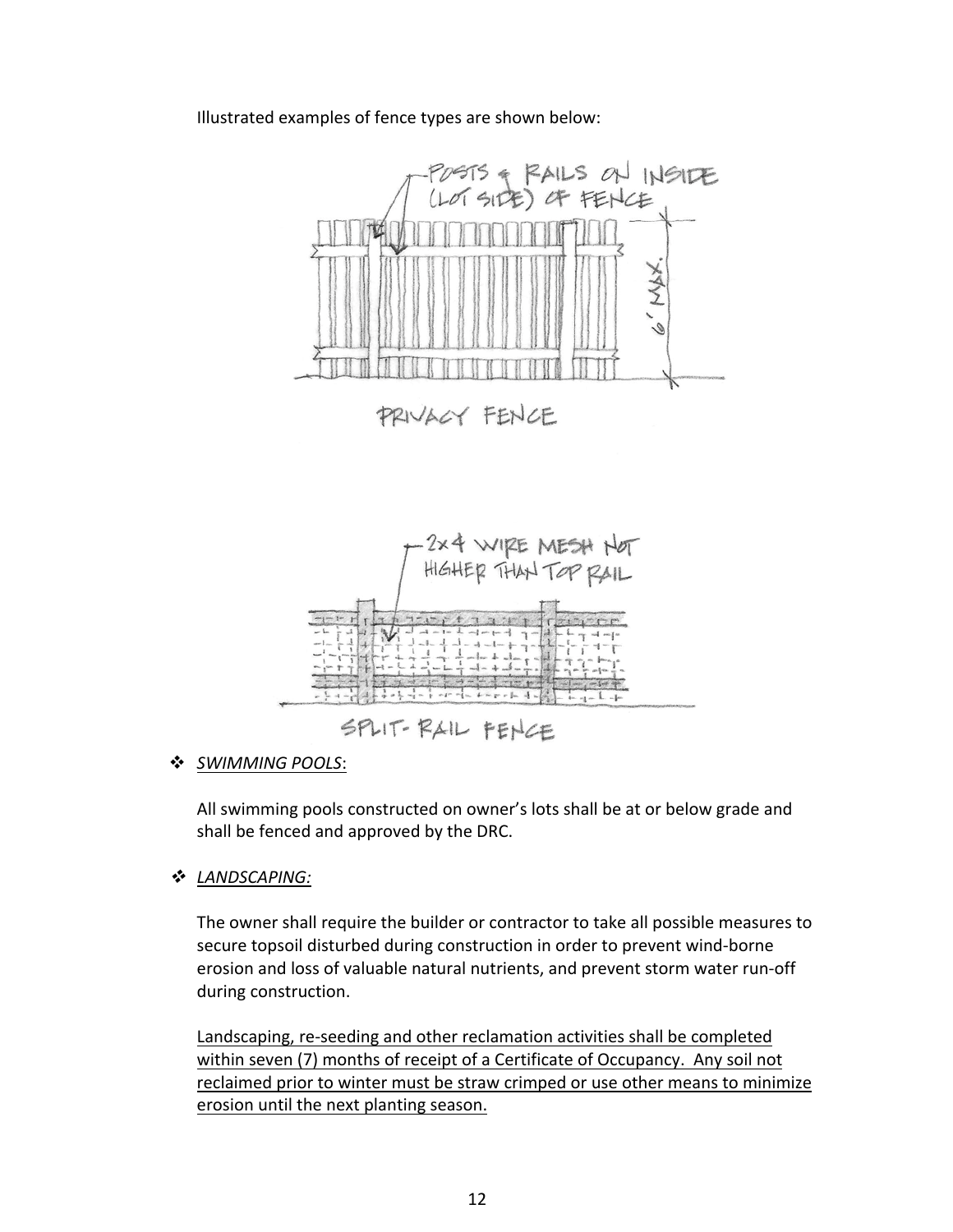Illustrated examples of fence types are shown below:

- *SWIMMING POOLS*:

  All swimming pools constructed on owner's lots shall be at or below grade and shall be fenced and approved by the DRC.

- *LANDSCAPING:*

  The owner shall require the builder or contractor to take all possible measures to secure topsoil disturbed during construction in order to prevent wind-borne erosion and loss of valuable natural nutrients, and prevent storm water run-off during construction.

  Landscaping, re-seeding and other reclamation activities shall be completed within seven (7) months of receipt of a Certificate of Occupancy. Any soil not reclaimed prior to winter must be straw crimped or use other means to minimize erosion until the next planting season.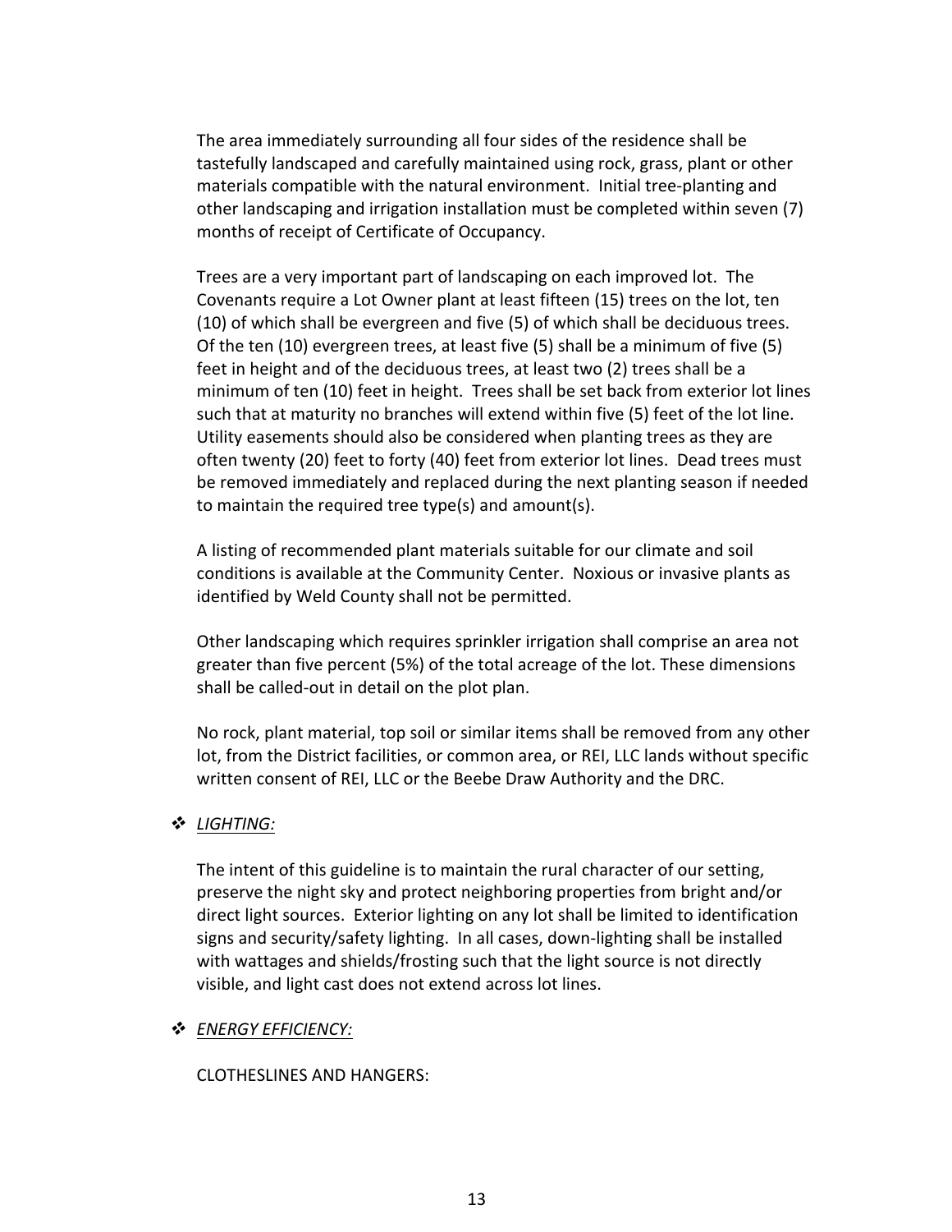The area immediately surrounding all four sides of the residence shall be tastefully landscaped and carefully maintained using rock, grass, plant or other materials compatible with the natural environment. Initial tree-planting and other landscaping and irrigation installation must be completed within seven (7) months of receipt of Certificate of Occupancy.

Trees are a very important part of landscaping on each improved lot. The Covenants require a Lot Owner plant at least fifteen (15) trees on the lot, ten (10) of which shall be evergreen and five (5) of which shall be deciduous trees. Of the ten (10) evergreen trees, at least five (5) shall be a minimum of five (5) feet in height and of the deciduous trees, at least two (2) trees shall be a minimum of ten (10) feet in height. Trees shall be set back from exterior lot lines such that at maturity no branches will extend within five (5) feet of the lot line. Utility easements should also be considered when planting trees as they are often twenty (20) feet to forty (40) feet from exterior lot lines. Dead trees must be removed immediately and replaced during the next planting season if needed to maintain the required tree type(s) and amount(s).

A listing of recommended plant materials suitable for our climate and soil conditions is available at the Community Center. Noxious or invasive plants as identified by Weld County shall not be permitted.

Other landscaping which requires sprinkler irrigation shall comprise an area not greater than five percent (5%) of the total acreage of the lot. These dimensions shall be called-out in detail on the plot plan.

No rock, plant material, top soil or similar items shall be removed from any other lot, from the District facilities, or common area, or REI, LLC lands without specific written consent of REI, LLC or the Beebe Draw Authority and the DRC.

- *LIGHTING:*

The intent of this guideline is to maintain the rural character of our setting, preserve the night sky and protect neighboring properties from bright and/or direct light sources. Exterior lighting on any lot shall be limited to identification signs and security/safety lighting. In all cases, down-lighting shall be installed with wattages and shields/frosting such that the light source is not directly visible, and light cast does not extend across lot lines.

- *ENERGY EFFICIENCY:*

CLOTHESLINES AND HANGERS: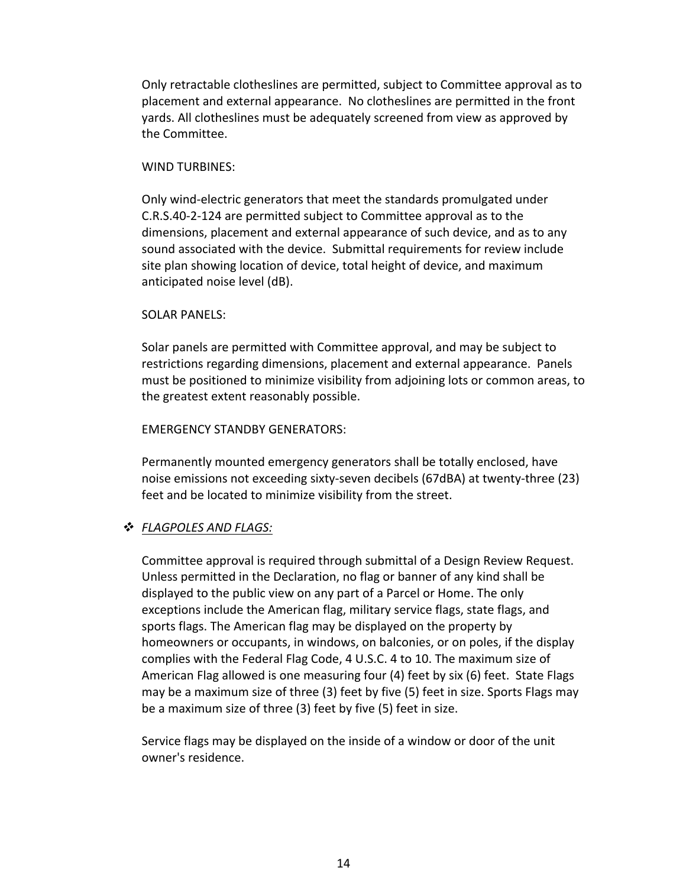Only retractable clotheslines are permitted, subject to Committee approval as to placement and external appearance. No clotheslines are permitted in the front yards. All clotheslines must be adequately screened from view as approved by the Committee.

WIND TURBINES:

Only wind-electric generators that meet the standards promulgated under C.R.S.40-2-124 are permitted subject to Committee approval as to the dimensions, placement and external appearance of such device, and as to any sound associated with the device. Submittal requirements for review include site plan showing location of device, total height of device, and maximum anticipated noise level (dB).

SOLAR PANELS:

Solar panels are permitted with Committee approval, and may be subject to restrictions regarding dimensions, placement and external appearance. Panels must be positioned to minimize visibility from adjoining lots or common areas, to the greatest extent reasonably possible.

EMERGENCY STANDBY GENERATORS:

Permanently mounted emergency generators shall be totally enclosed, have noise emissions not exceeding sixty-seven decibels (67dBA) at twenty-three (23) feet and be located to minimize visibility from the street.

- ***FLAGPOLES AND FLAGS:***

  Committee approval is required through submittal of a Design Review Request. Unless permitted in the Declaration, no flag or banner of any kind shall be displayed to the public view on any part of a Parcel or Home. The only exceptions include the American flag, military service flags, state flags, and sports flags. The American flag may be displayed on the property by homeowners or occupants, in windows, on balconies, or on poles, if the display complies with the Federal Flag Code, 4 U.S.C. 4 to 10. The maximum size of American Flag allowed is one measuring four (4) feet by six (6) feet. State Flags may be a maximum size of three (3) feet by five (5) feet in size. Sports Flags may be a maximum size of three (3) feet by five (5) feet in size.

  Service flags may be displayed on the inside of a window or door of the unit owner's residence.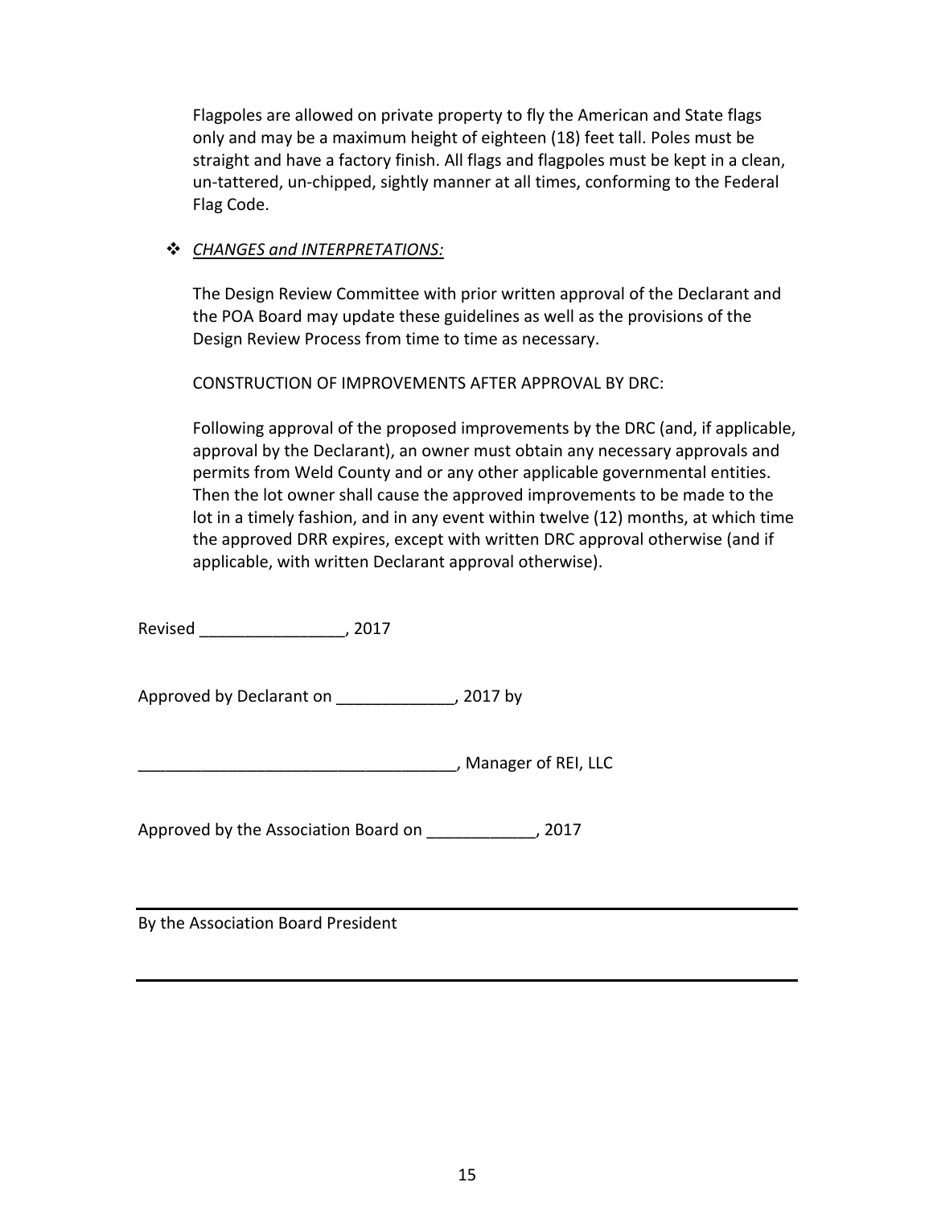Flagpoles are allowed on private property to fly the American and State flags only and may be a maximum height of eighteen (18) feet tall. Poles must be straight and have a factory finish. All flags and flagpoles must be kept in a clean, un-tattered, un-chipped, sightly manner at all times, conforming to the Federal Flag Code.

- *CHANGES and INTERPRETATIONS:*

  The Design Review Committee with prior written approval of the Declarant and the POA Board may update these guidelines as well as the provisions of the Design Review Process from time to time as necessary.

  CONSTRUCTION OF IMPROVEMENTS AFTER APPROVAL BY DRC:

  Following approval of the proposed improvements by the DRC (and, if applicable, approval by the Declarant), an owner must obtain any necessary approvals and permits from Weld County and or any other applicable governmental entities. Then the lot owner shall cause the approved improvements to be made to the lot in a timely fashion, and in any event within twelve (12) months, at which time the approved DRR expires, except with written DRC approval otherwise (and if applicable, with written Declarant approval otherwise).

Revised ________________, 2017

Approved by Declarant on _____________, 2017 by

___________________________________, Manager of REI, LLC

Approved by the Association Board on ____________, 2017

---

By the Association Board President

---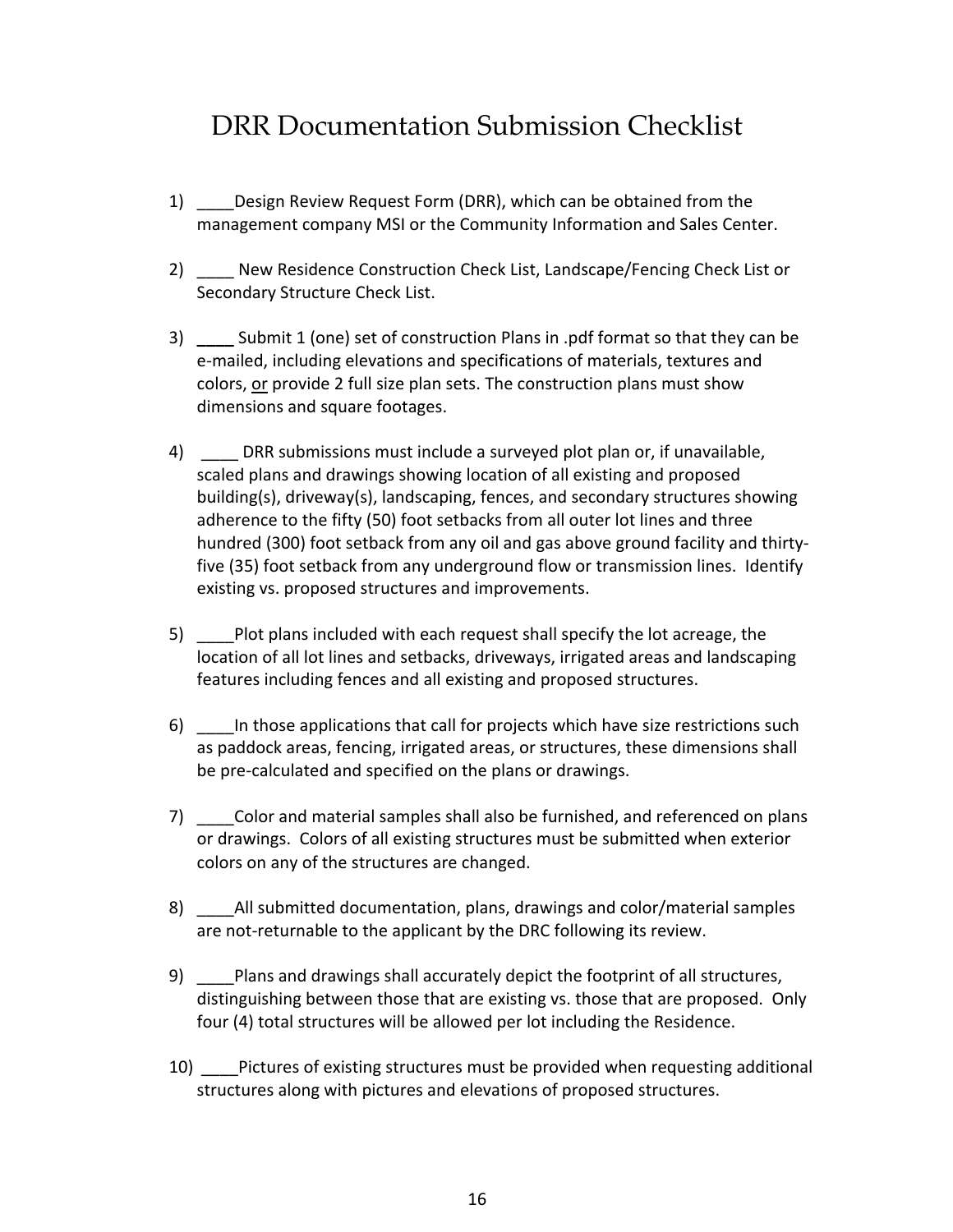# DRR Documentation Submission Checklist

1) ____Design Review Request Form (DRR), which can be obtained from the management company MSI or the Community Information and Sales Center.

2) ____ New Residence Construction Check List, Landscape/Fencing Check List or Secondary Structure Check List.

3) ____ Submit 1 (one) set of construction Plans in .pdf format so that they can be e-mailed, including elevations and specifications of materials, textures and colors, <u>or</u> provide 2 full size plan sets. The construction plans must show dimensions and square footages.

4) ____ DRR submissions must include a surveyed plot plan or, if unavailable, scaled plans and drawings showing location of all existing and proposed building(s), driveway(s), landscaping, fences, and secondary structures showing adherence to the fifty (50) foot setbacks from all outer lot lines and three hundred (300) foot setback from any oil and gas above ground facility and thirty-five (35) foot setback from any underground flow or transmission lines. Identify existing vs. proposed structures and improvements.

5) ____Plot plans included with each request shall specify the lot acreage, the location of all lot lines and setbacks, driveways, irrigated areas and landscaping features including fences and all existing and proposed structures.

6) ____In those applications that call for projects which have size restrictions such as paddock areas, fencing, irrigated areas, or structures, these dimensions shall be pre-calculated and specified on the plans or drawings.

7) ____Color and material samples shall also be furnished, and referenced on plans or drawings. Colors of all existing structures must be submitted when exterior colors on any of the structures are changed.

8) ____All submitted documentation, plans, drawings and color/material samples are not-returnable to the applicant by the DRC following its review.

9) ____Plans and drawings shall accurately depict the footprint of all structures, distinguishing between those that are existing vs. those that are proposed. Only four (4) total structures will be allowed per lot including the Residence.

10) ____Pictures of existing structures must be provided when requesting additional structures along with pictures and elevations of proposed structures.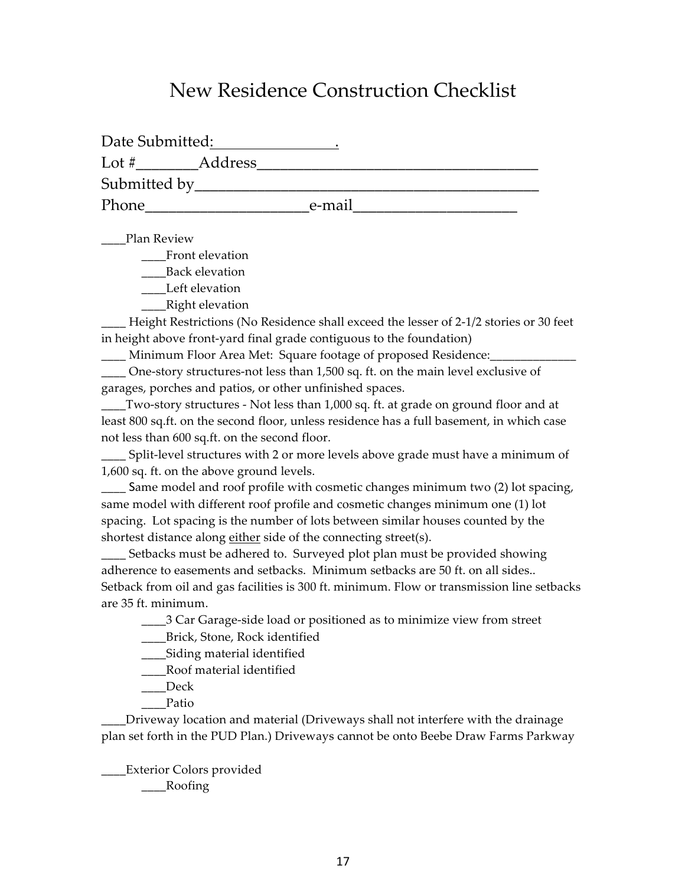# New Residence Construction Checklist

Date Submitted:________________.
Lot #________Address____________________________________
Submitted by_____________________________________________
Phone_____________________e-mail_____________________

____Plan Review

- ____Front elevation
- ____Back elevation
- ____Left elevation
- ____Right elevation

____ Height Restrictions (No Residence shall exceed the lesser of 2-1/2 stories or 30 feet in height above front-yard final grade contiguous to the foundation)

____ Minimum Floor Area Met: Square footage of proposed Residence:______________

____ One-story structures-not less than 1,500 sq. ft. on the main level exclusive of garages, porches and patios, or other unfinished spaces.

____Two-story structures - Not less than 1,000 sq. ft. at grade on ground floor and at least 800 sq.ft. on the second floor, unless residence has a full basement, in which case not less than 600 sq.ft. on the second floor.

____ Split-level structures with 2 or more levels above grade must have a minimum of 1,600 sq. ft. on the above ground levels.

____ Same model and roof profile with cosmetic changes minimum two (2) lot spacing, same model with different roof profile and cosmetic changes minimum one (1) lot spacing. Lot spacing is the number of lots between similar houses counted by the shortest distance along <u>either</u> side of the connecting street(s).

____ Setbacks must be adhered to. Surveyed plot plan must be provided showing adherence to easements and setbacks. Minimum setbacks are 50 ft. on all sides.. Setback from oil and gas facilities is 300 ft. minimum. Flow or transmission line setbacks are 35 ft. minimum.

- ____3 Car Garage-side load or positioned as to minimize view from street
- ____Brick, Stone, Rock identified
- ____Siding material identified
- ____Roof material identified
- ____Deck
- ____Patio

____Driveway location and material (Driveways shall not interfere with the drainage plan set forth in the PUD Plan.) Driveways cannot be onto Beebe Draw Farms Parkway

____Exterior Colors provided

- ____Roofing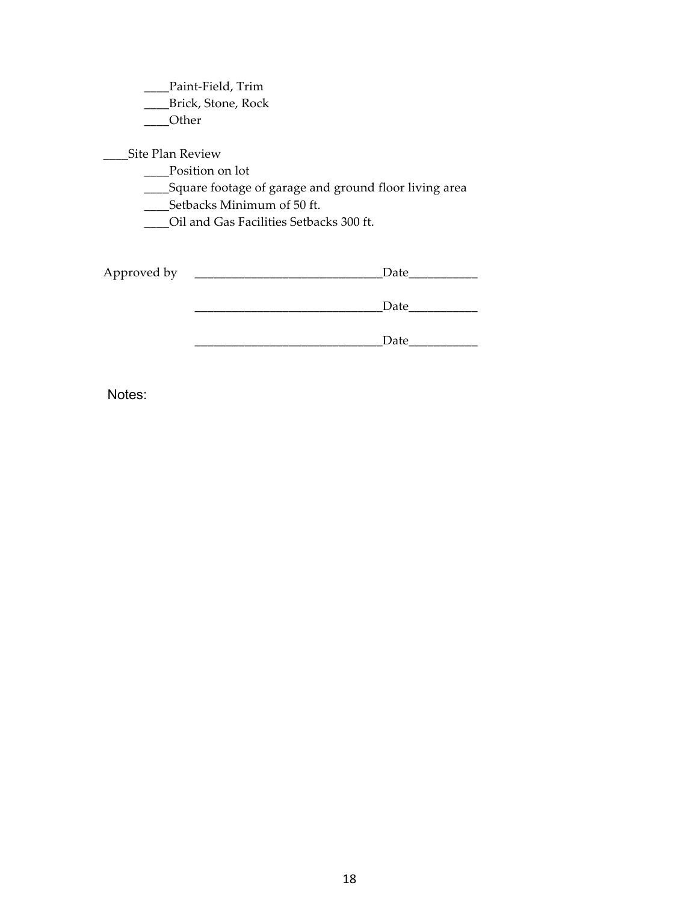____Paint-Field, Trim
____Brick, Stone, Rock
____Other

____Site Plan Review
____Position on lot
____Square footage of garage and ground floor living area
____Setbacks Minimum of 50 ft.
____Oil and Gas Facilities Setbacks 300 ft.

Approved by ______________________________Date___________

______________________________Date___________

______________________________Date___________

Notes: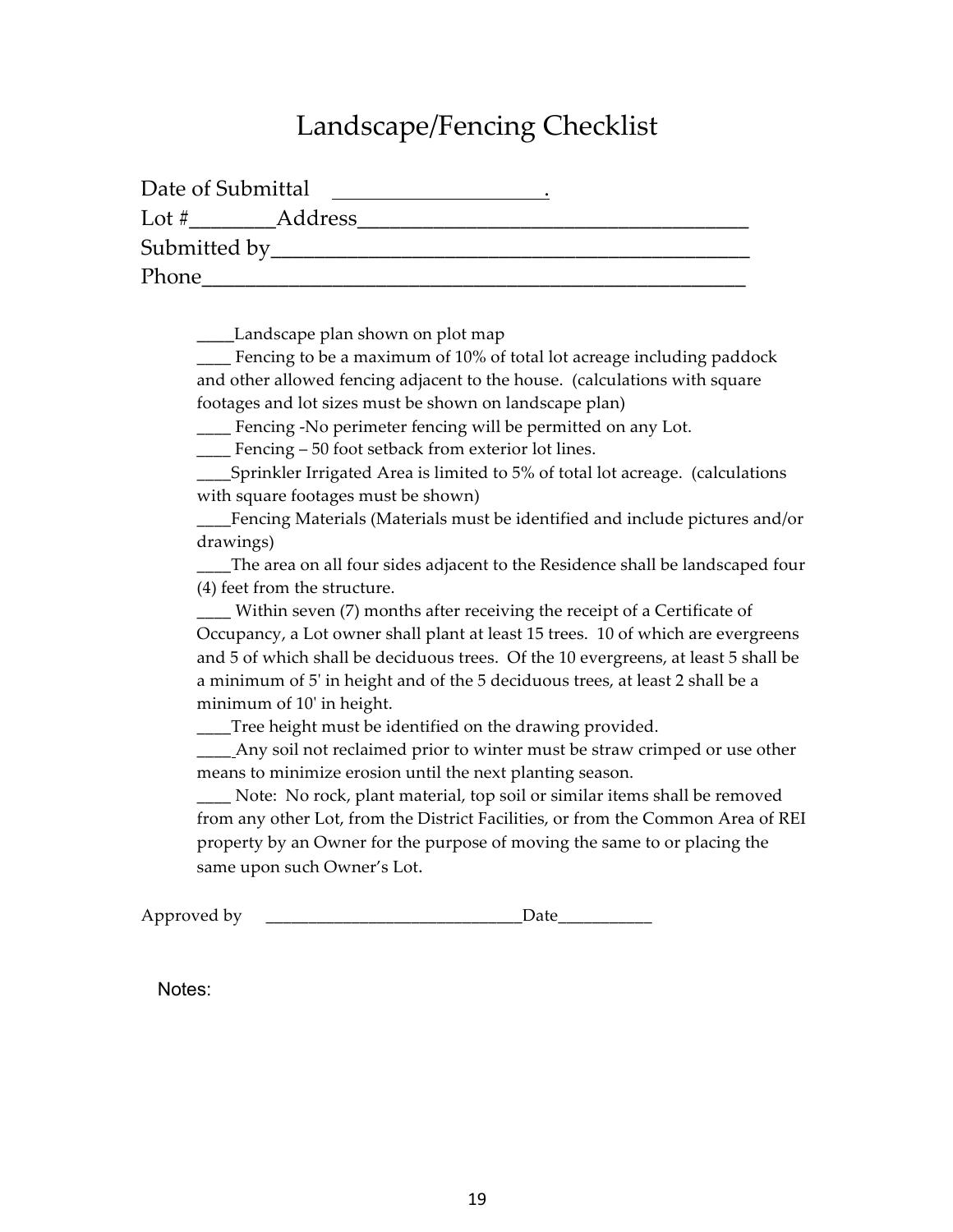# Landscape/Fencing Checklist

Date of Submittal ____________________.
Lot #________Address____________________________________
Submitted by____________________________________________
Phone__________________________________________________

____Landscape plan shown on plot map

____ Fencing to be a maximum of 10% of total lot acreage including paddock and other allowed fencing adjacent to the house. (calculations with square footages and lot sizes must be shown on landscape plan)

____ Fencing -No perimeter fencing will be permitted on any Lot.

____ Fencing – 50 foot setback from exterior lot lines.

____Sprinkler Irrigated Area is limited to 5% of total lot acreage. (calculations with square footages must be shown)

____Fencing Materials (Materials must be identified and include pictures and/or drawings)

____The area on all four sides adjacent to the Residence shall be landscaped four (4) feet from the structure.

____ Within seven (7) months after receiving the receipt of a Certificate of Occupancy, a Lot owner shall plant at least 15 trees. 10 of which are evergreens and 5 of which shall be deciduous trees. Of the 10 evergreens, at least 5 shall be a minimum of 5' in height and of the 5 deciduous trees, at least 2 shall be a minimum of 10' in height.

____Tree height must be identified on the drawing provided.

____Any soil not reclaimed prior to winter must be straw crimped or use other means to minimize erosion until the next planting season.

____ Note: No rock, plant material, top soil or similar items shall be removed from any other Lot, from the District Facilities, or from the Common Area of REI property by an Owner for the purpose of moving the same to or placing the same upon such Owner's Lot.

Approved by ______________________________Date___________

Notes: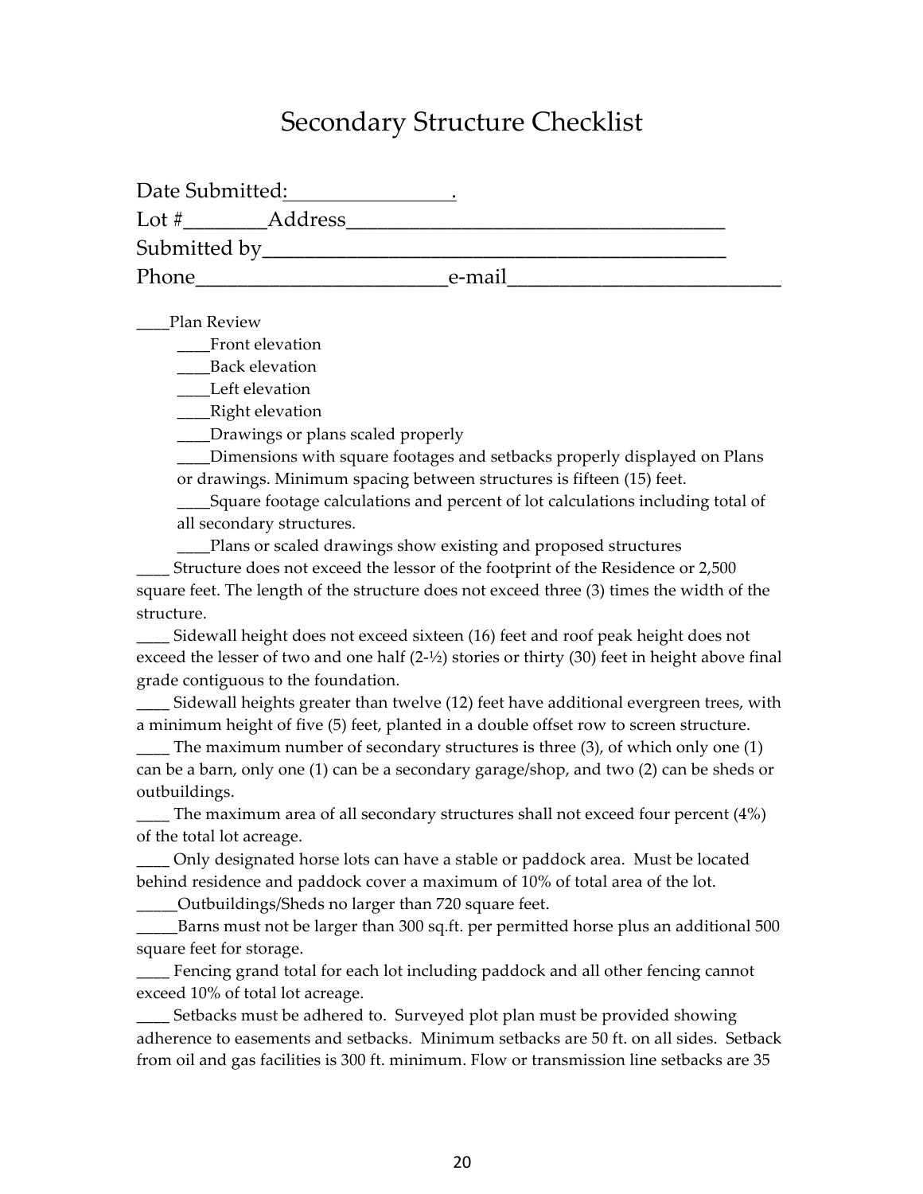# Secondary Structure Checklist

Date Submitted:________________.
Lot #________Address____________________________________
Submitted by____________________________________________
Phone________________________e-mail__________________________

____Plan Review

- ____Front elevation
- ____Back elevation
- ____Left elevation
- ____Right elevation
- ____Drawings or plans scaled properly
- ____Dimensions with square footages and setbacks properly displayed on Plans or drawings. Minimum spacing between structures is fifteen (15) feet.
- ____Square footage calculations and percent of lot calculations including total of all secondary structures.
- ____Plans or scaled drawings show existing and proposed structures

____ Structure does not exceed the lessor of the footprint of the Residence or 2,500 square feet. The length of the structure does not exceed three (3) times the width of the structure.

____ Sidewall height does not exceed sixteen (16) feet and roof peak height does not exceed the lesser of two and one half (2-½) stories or thirty (30) feet in height above final grade contiguous to the foundation.

____ Sidewall heights greater than twelve (12) feet have additional evergreen trees, with a minimum height of five (5) feet, planted in a double offset row to screen structure.

____ The maximum number of secondary structures is three (3), of which only one (1) can be a barn, only one (1) can be a secondary garage/shop, and two (2) can be sheds or outbuildings.

____ The maximum area of all secondary structures shall not exceed four percent (4%) of the total lot acreage.

____ Only designated horse lots can have a stable or paddock area. Must be located behind residence and paddock cover a maximum of 10% of total area of the lot.

_____Outbuildings/Sheds no larger than 720 square feet.

_____Barns must not be larger than 300 sq.ft. per permitted horse plus an additional 500 square feet for storage.

____ Fencing grand total for each lot including paddock and all other fencing cannot exceed 10% of total lot acreage.

____ Setbacks must be adhered to. Surveyed plot plan must be provided showing adherence to easements and setbacks. Minimum setbacks are 50 ft. on all sides. Setback from oil and gas facilities is 300 ft. minimum. Flow or transmission line setbacks are 35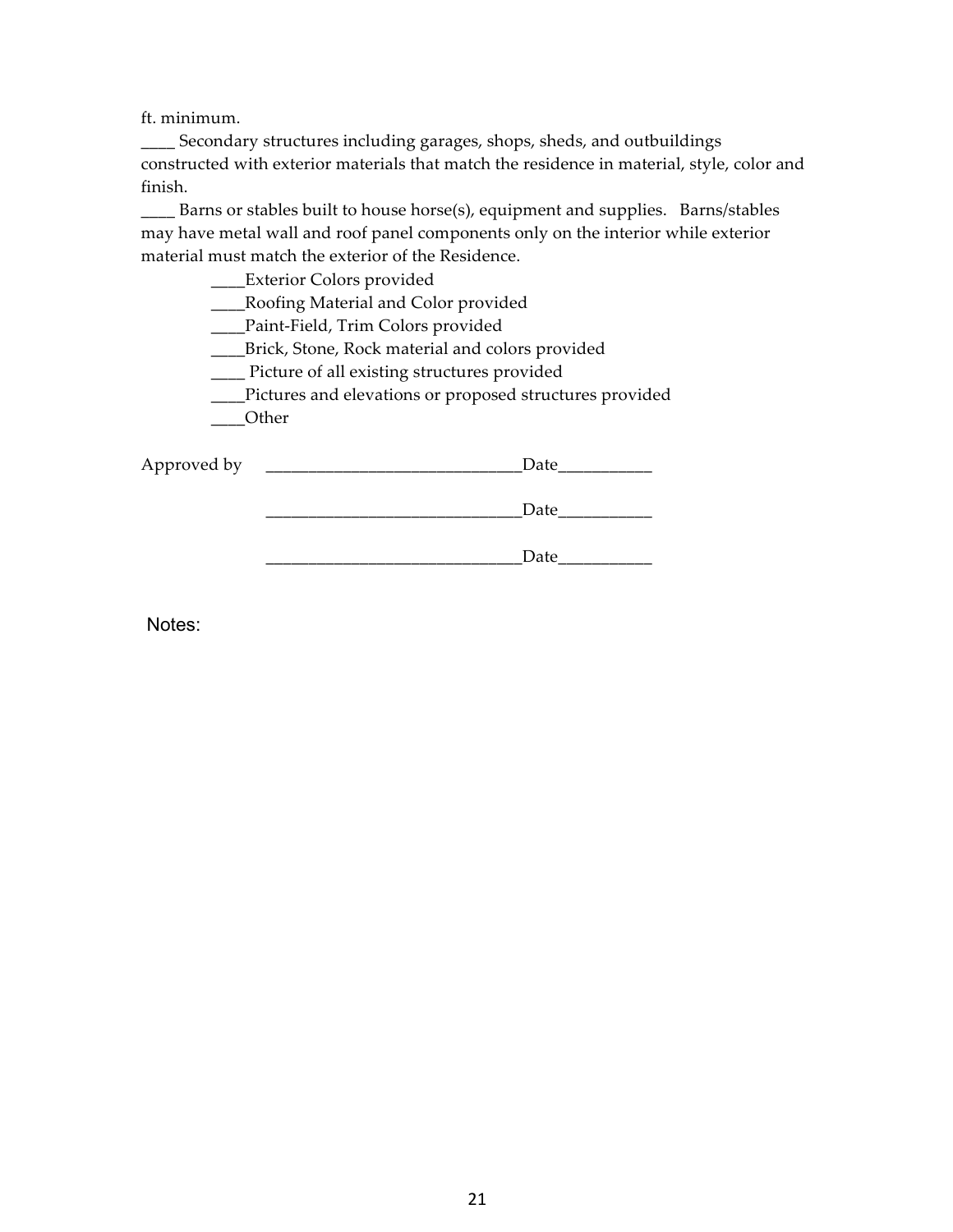ft. minimum.

____ Secondary structures including garages, shops, sheds, and outbuildings constructed with exterior materials that match the residence in material, style, color and finish.

____ Barns or stables built to house horse(s), equipment and supplies. Barns/stables may have metal wall and roof panel components only on the interior while exterior material must match the exterior of the Residence.

____Exterior Colors provided

____Roofing Material and Color provided

____Paint-Field, Trim Colors provided

____Brick, Stone, Rock material and colors provided

____ Picture of all existing structures provided

____Pictures and elevations or proposed structures provided

____Other

Approved by ______________________________Date___________

______________________________Date___________

______________________________Date___________

Notes: